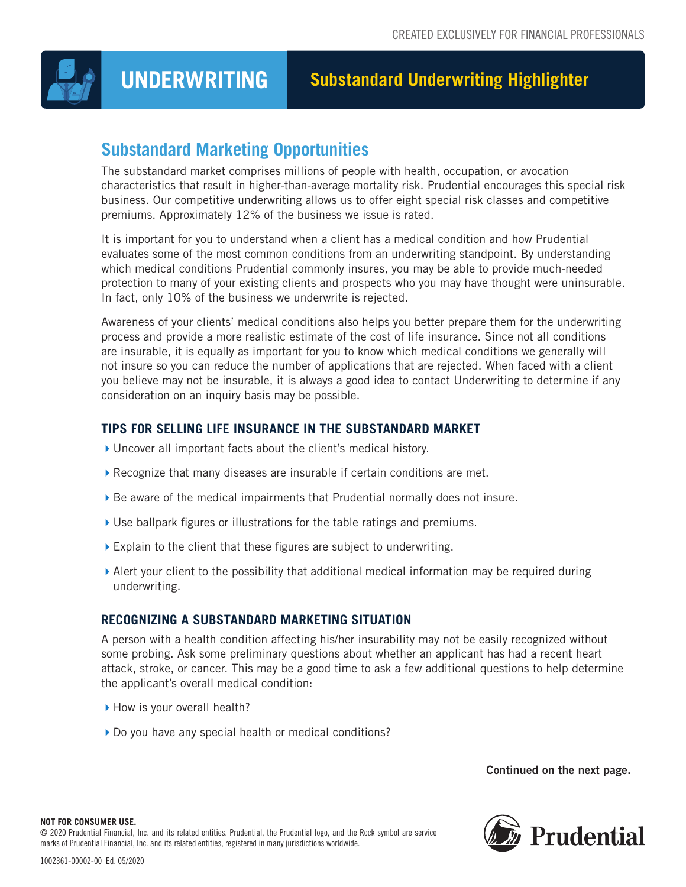CREATED EXCLUSIVELY FOR FINANCIAL PROFESSIONALS

# UNDERWRITING — Substandard Underwriting Highlighter

## Substandard Marketing Opportunities

The substandard market comprises millions of people with health, occupation, or avocation characteristics that result in higher-than-average mortality risk. Prudential encourages this special risk business. Our competitive underwriting allows us to offer eight special risk classes and competitive premiums. Approximately 12% of the business we issue is rated.

It is important for you to understand when a client has a medical condition and how Prudential evaluates some of the most common conditions from an underwriting standpoint. By understanding which medical conditions Prudential commonly insures, you may be able to provide much-needed protection to many of your existing clients and prospects who you may have thought were uninsurable. In fact, only 10% of the business we underwrite is rejected.

Awareness of your clients' medical conditions also helps you better prepare them for the underwriting process and provide a more realistic estimate of the cost of life insurance. Since not all conditions are insurable, it is equally as important for you to know which medical conditions we generally will not insure so you can reduce the number of applications that are rejected. When faced with a client you believe may not be insurable, it is always a good idea to contact Underwriting to determine if any consideration on an inquiry basis may be possible.

### TIPS FOR SELLING LIFE INSURANCE IN THE SUBSTANDARD MARKET

- Uncover all important facts about the client's medical history.
- Recognize that many diseases are insurable if certain conditions are met.
- Be aware of the medical impairments that Prudential normally does not insure.
- Use ballpark figures or illustrations for the table ratings and premiums.
- Explain to the client that these figures are subject to underwriting.
- Alert your client to the possibility that additional medical information may be required during underwriting.

### RECOGNIZING A SUBSTANDARD MARKETING SITUATION

A person with a health condition affecting his/her insurability may not be easily recognized without some probing. Ask some preliminary questions about whether an applicant has had a recent heart attack, stroke, or cancer. This may be a good time to ask a few additional questions to help determine the applicant's overall medical condition:

- How is your overall health?
- Do you have any special health or medical conditions?

**Continued on the next page.**

**NOT FOR CONSUMER USE.**

© 2020 Prudential Financial, Inc. and its related entities. Prudential, the Prudential logo, and the Rock symbol are service marks of Prudential Financial, Inc. and its related entities, registered in many jurisdictions worldwide.

1002361-00002-00 Ed. 05/2020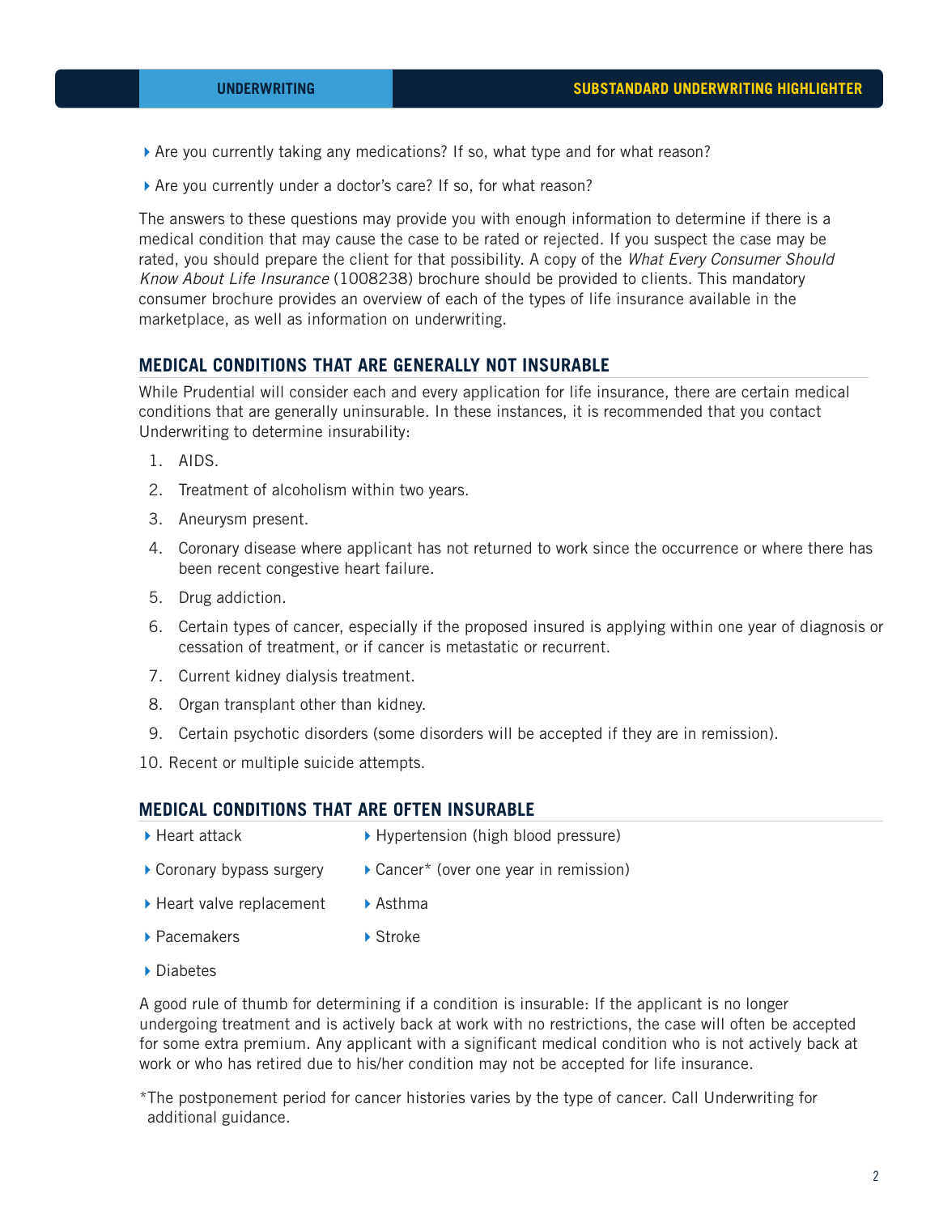- Are you currently taking any medications? If so, what type and for what reason?
- Are you currently under a doctor's care? If so, for what reason?

The answers to these questions may provide you with enough information to determine if there is a medical condition that may cause the case to be rated or rejected. If you suspect the case may be rated, you should prepare the client for that possibility. A copy of the *What Every Consumer Should Know About Life Insurance* (1008238) brochure should be provided to clients. This mandatory consumer brochure provides an overview of each of the types of life insurance available in the marketplace, as well as information on underwriting.

## MEDICAL CONDITIONS THAT ARE GENERALLY NOT INSURABLE

While Prudential will consider each and every application for life insurance, there are certain medical conditions that are generally uninsurable. In these instances, it is recommended that you contact Underwriting to determine insurability:

1. AIDS.
2. Treatment of alcoholism within two years.
3. Aneurysm present.
4. Coronary disease where applicant has not returned to work since the occurrence or where there has been recent congestive heart failure.
5. Drug addiction.
6. Certain types of cancer, especially if the proposed insured is applying within one year of diagnosis or cessation of treatment, or if cancer is metastatic or recurrent.
7. Current kidney dialysis treatment.
8. Organ transplant other than kidney.
9. Certain psychotic disorders (some disorders will be accepted if they are in remission).
10. Recent or multiple suicide attempts.

## MEDICAL CONDITIONS THAT ARE OFTEN INSURABLE

- Heart attack
- Coronary bypass surgery
- Heart valve replacement
- Pacemakers
- Diabetes
- Hypertension (high blood pressure)
- Cancer* (over one year in remission)
- Asthma
- Stroke

A good rule of thumb for determining if a condition is insurable: If the applicant is no longer undergoing treatment and is actively back at work with no restrictions, the case will often be accepted for some extra premium. Any applicant with a significant medical condition who is not actively back at work or who has retired due to his/her condition may not be accepted for life insurance.

*The postponement period for cancer histories varies by the type of cancer. Call Underwriting for additional guidance.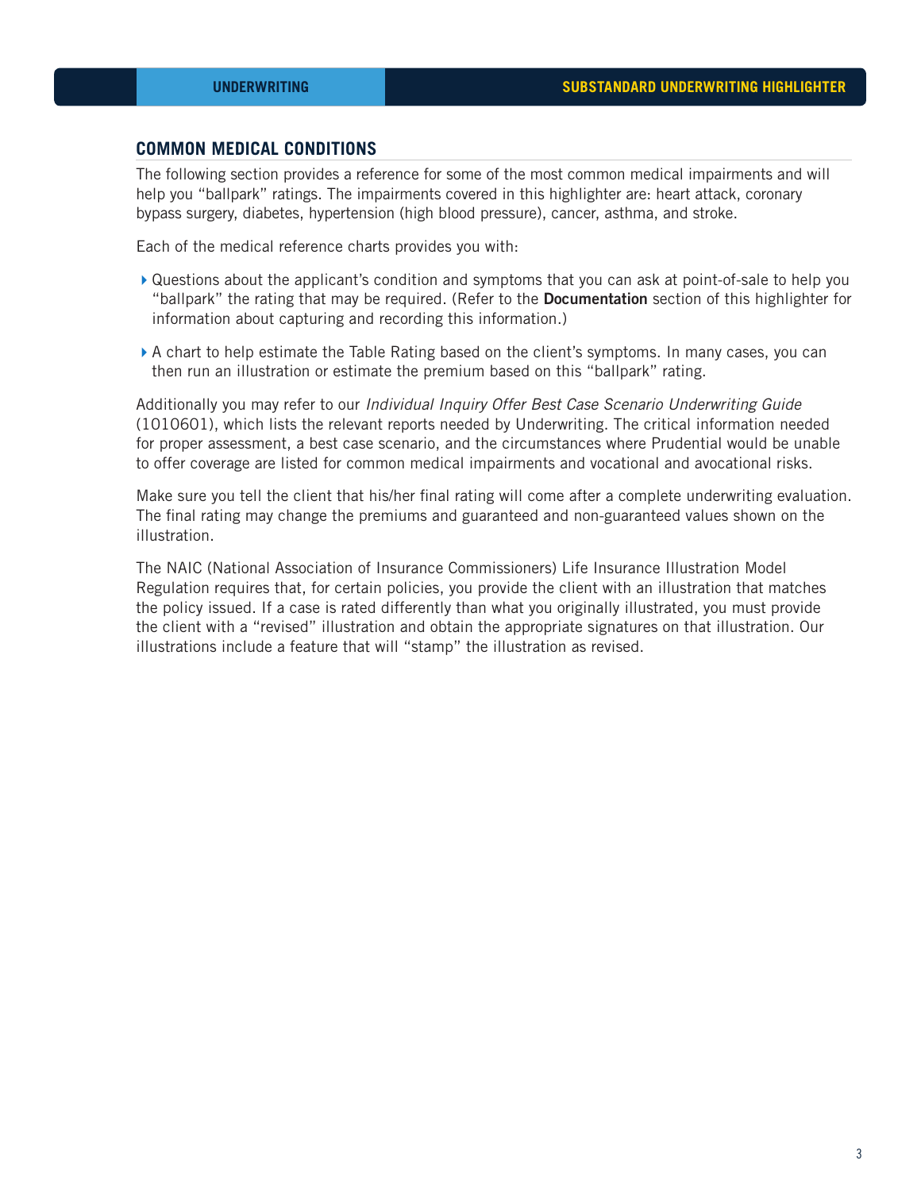## COMMON MEDICAL CONDITIONS

The following section provides a reference for some of the most common medical impairments and will help you "ballpark" ratings. The impairments covered in this highlighter are: heart attack, coronary bypass surgery, diabetes, hypertension (high blood pressure), cancer, asthma, and stroke.

Each of the medical reference charts provides you with:

- Questions about the applicant's condition and symptoms that you can ask at point-of-sale to help you "ballpark" the rating that may be required. (Refer to the **Documentation** section of this highlighter for information about capturing and recording this information.)
- A chart to help estimate the Table Rating based on the client's symptoms. In many cases, you can then run an illustration or estimate the premium based on this "ballpark" rating.

Additionally you may refer to our *Individual Inquiry Offer Best Case Scenario Underwriting Guide* (1010601), which lists the relevant reports needed by Underwriting. The critical information needed for proper assessment, a best case scenario, and the circumstances where Prudential would be unable to offer coverage are listed for common medical impairments and vocational and avocational risks.

Make sure you tell the client that his/her final rating will come after a complete underwriting evaluation. The final rating may change the premiums and guaranteed and non-guaranteed values shown on the illustration.

The NAIC (National Association of Insurance Commissioners) Life Insurance Illustration Model Regulation requires that, for certain policies, you provide the client with an illustration that matches the policy issued. If a case is rated differently than what you originally illustrated, you must provide the client with a "revised" illustration and obtain the appropriate signatures on that illustration. Our illustrations include a feature that will "stamp" the illustration as revised.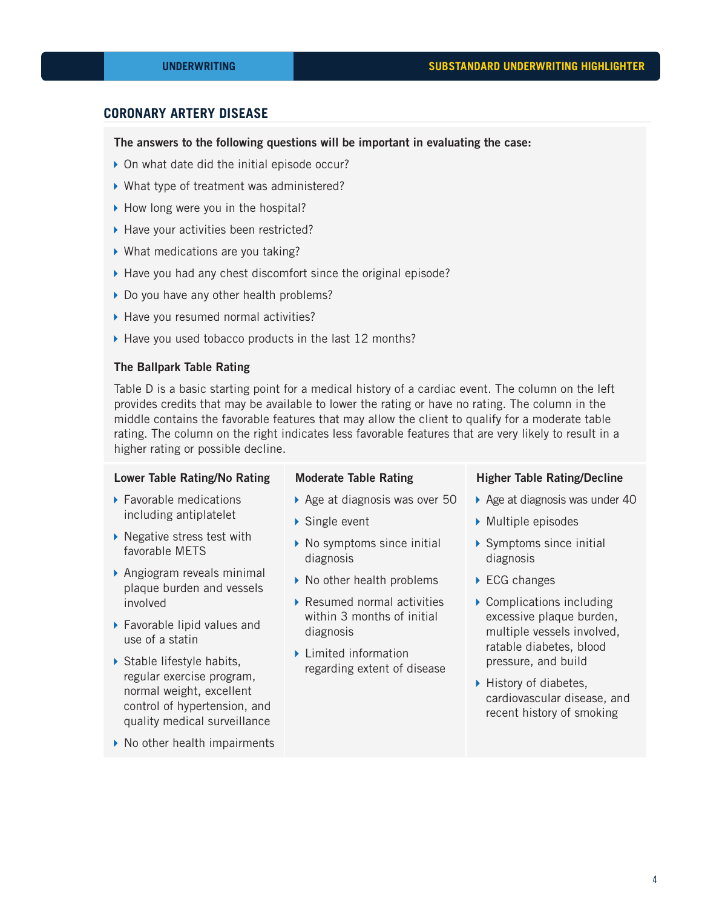## CORONARY ARTERY DISEASE

**The answers to the following questions will be important in evaluating the case:**

- On what date did the initial episode occur?
- What type of treatment was administered?
- How long were you in the hospital?
- Have your activities been restricted?
- What medications are you taking?
- Have you had any chest discomfort since the original episode?
- Do you have any other health problems?
- Have you resumed normal activities?
- Have you used tobacco products in the last 12 months?

**The Ballpark Table Rating**

Table D is a basic starting point for a medical history of a cardiac event. The column on the left provides credits that may be available to lower the rating or have no rating. The column in the middle contains the favorable features that may allow the client to qualify for a moderate table rating. The column on the right indicates less favorable features that are very likely to result in a higher rating or possible decline.

| Lower Table Rating/No Rating | Moderate Table Rating | Higher Table Rating/Decline |
|---|---|---|
| Favorable medications including antiplatelet | Age at diagnosis was over 50 | Age at diagnosis was under 40 |
| Negative stress test with favorable METS | Single event | Multiple episodes |
| Angiogram reveals minimal plaque burden and vessels involved | No symptoms since initial diagnosis | Symptoms since initial diagnosis |
| Favorable lipid values and use of a statin | No other health problems | ECG changes |
| Stable lifestyle habits, regular exercise program, normal weight, excellent control of hypertension, and quality medical surveillance | Resumed normal activities within 3 months of initial diagnosis | Complications including excessive plaque burden, multiple vessels involved, ratable diabetes, blood pressure, and build |
| No other health impairments | Limited information regarding extent of disease | History of diabetes, cardiovascular disease, and recent history of smoking |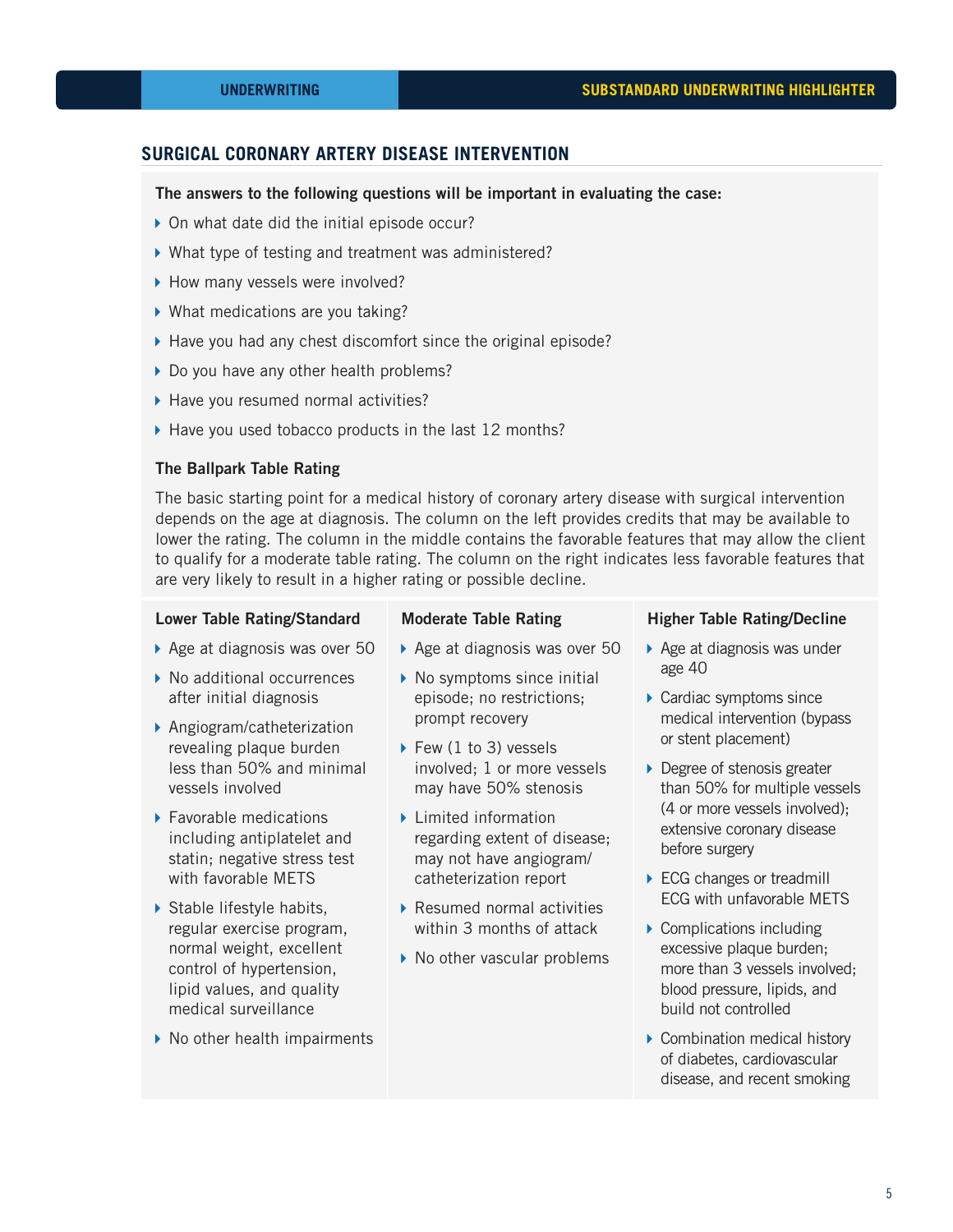## SURGICAL CORONARY ARTERY DISEASE INTERVENTION

**The answers to the following questions will be important in evaluating the case:**

- On what date did the initial episode occur?
- What type of testing and treatment was administered?
- How many vessels were involved?
- What medications are you taking?
- Have you had any chest discomfort since the original episode?
- Do you have any other health problems?
- Have you resumed normal activities?
- Have you used tobacco products in the last 12 months?

**The Ballpark Table Rating**

The basic starting point for a medical history of coronary artery disease with surgical intervention depends on the age at diagnosis. The column on the left provides credits that may be available to lower the rating. The column in the middle contains the favorable features that may allow the client to qualify for a moderate table rating. The column on the right indicates less favorable features that are very likely to result in a higher rating or possible decline.

**Lower Table Rating/Standard**

- Age at diagnosis was over 50
- No additional occurrences after initial diagnosis
- Angiogram/catheterization revealing plaque burden less than 50% and minimal vessels involved
- Favorable medications including antiplatelet and statin; negative stress test with favorable METS
- Stable lifestyle habits, regular exercise program, normal weight, excellent control of hypertension, lipid values, and quality medical surveillance
- No other health impairments

**Moderate Table Rating**

- Age at diagnosis was over 50
- No symptoms since initial episode; no restrictions; prompt recovery
- Few (1 to 3) vessels involved; 1 or more vessels may have 50% stenosis
- Limited information regarding extent of disease; may not have angiogram/catheterization report
- Resumed normal activities within 3 months of attack
- No other vascular problems

**Higher Table Rating/Decline**

- Age at diagnosis was under age 40
- Cardiac symptoms since medical intervention (bypass or stent placement)
- Degree of stenosis greater than 50% for multiple vessels (4 or more vessels involved); extensive coronary disease before surgery
- ECG changes or treadmill ECG with unfavorable METS
- Complications including excessive plaque burden; more than 3 vessels involved; blood pressure, lipids, and build not controlled
- Combination medical history of diabetes, cardiovascular disease, and recent smoking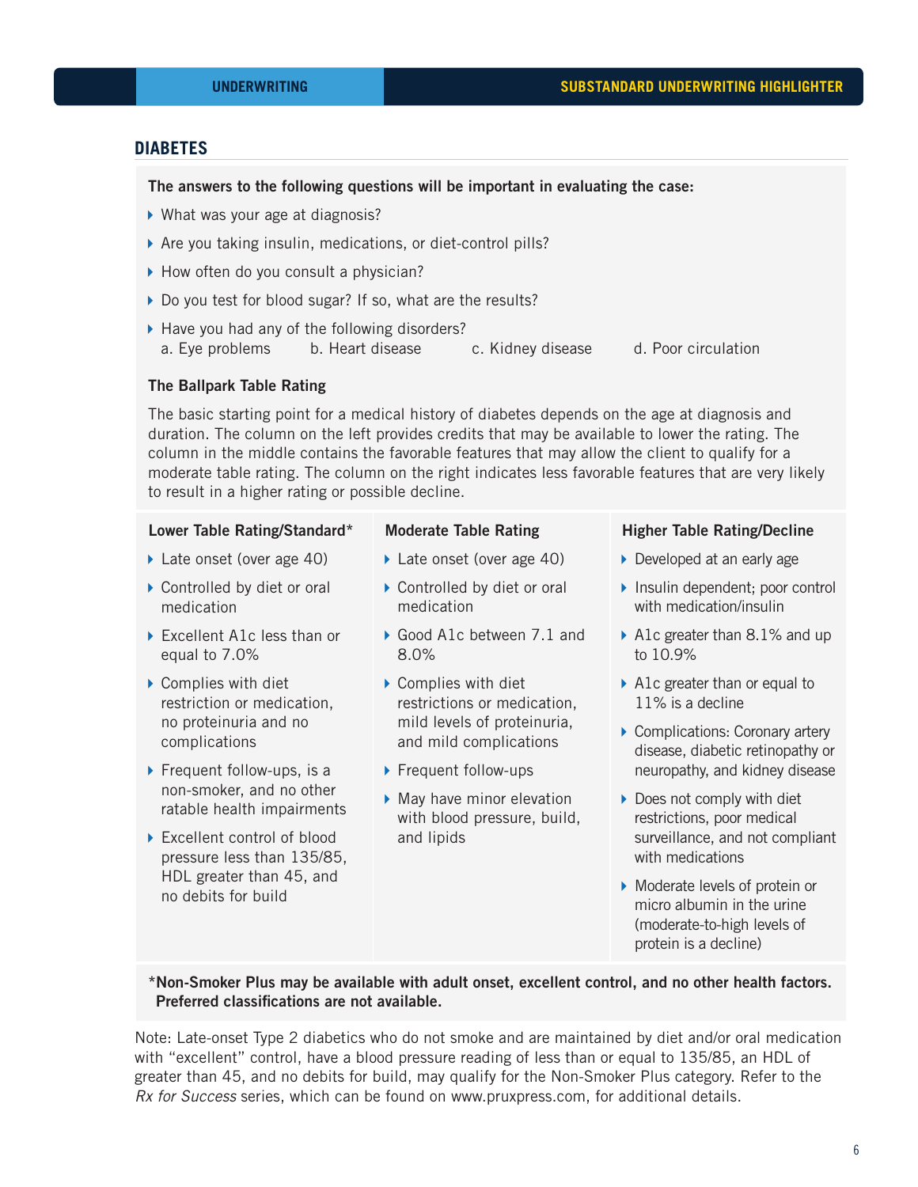## DIABETES

**The answers to the following questions will be important in evaluating the case:**

- What was your age at diagnosis?
- Are you taking insulin, medications, or diet-control pills?
- How often do you consult a physician?
- Do you test for blood sugar? If so, what are the results?
- Have you had any of the following disorders?
  a. Eye problems  b. Heart disease  c. Kidney disease  d. Poor circulation

**The Ballpark Table Rating**

The basic starting point for a medical history of diabetes depends on the age at diagnosis and duration. The column on the left provides credits that may be available to lower the rating. The column in the middle contains the favorable features that may allow the client to qualify for a moderate table rating. The column on the right indicates less favorable features that are very likely to result in a higher rating or possible decline.

| Lower Table Rating/Standard* | Moderate Table Rating | Higher Table Rating/Decline |
|---|---|---|
| Late onset (over age 40) | Late onset (over age 40) | Developed at an early age |
| Controlled by diet or oral medication | Controlled by diet or oral medication | Insulin dependent; poor control with medication/insulin |
| Excellent A1c less than or equal to 7.0% | Good A1c between 7.1 and 8.0% | A1c greater than 8.1% and up to 10.9% |
| Complies with diet restriction or medication, no proteinuria and no complications | Complies with diet restrictions or medication, mild levels of proteinuria, and mild complications | A1c greater than or equal to 11% is a decline |
| Frequent follow-ups, is a non-smoker, and no other ratable health impairments | Frequent follow-ups | Complications: Coronary artery disease, diabetic retinopathy or neuropathy, and kidney disease |
| Excellent control of blood pressure less than 135/85, HDL greater than 45, and no debits for build | May have minor elevation with blood pressure, build, and lipids | Does not comply with diet restrictions, poor medical surveillance, and not compliant with medications |
| | | Moderate levels of protein or micro albumin in the urine (moderate-to-high levels of protein is a decline) |

***Non-Smoker Plus may be available with adult onset, excellent control, and no other health factors. Preferred classifications are not available.**

Note: Late-onset Type 2 diabetics who do not smoke and are maintained by diet and/or oral medication with "excellent" control, have a blood pressure reading of less than or equal to 135/85, an HDL of greater than 45, and no debits for build, may qualify for the Non-Smoker Plus category. Refer to the *Rx for Success* series, which can be found on www.pruxpress.com, for additional details.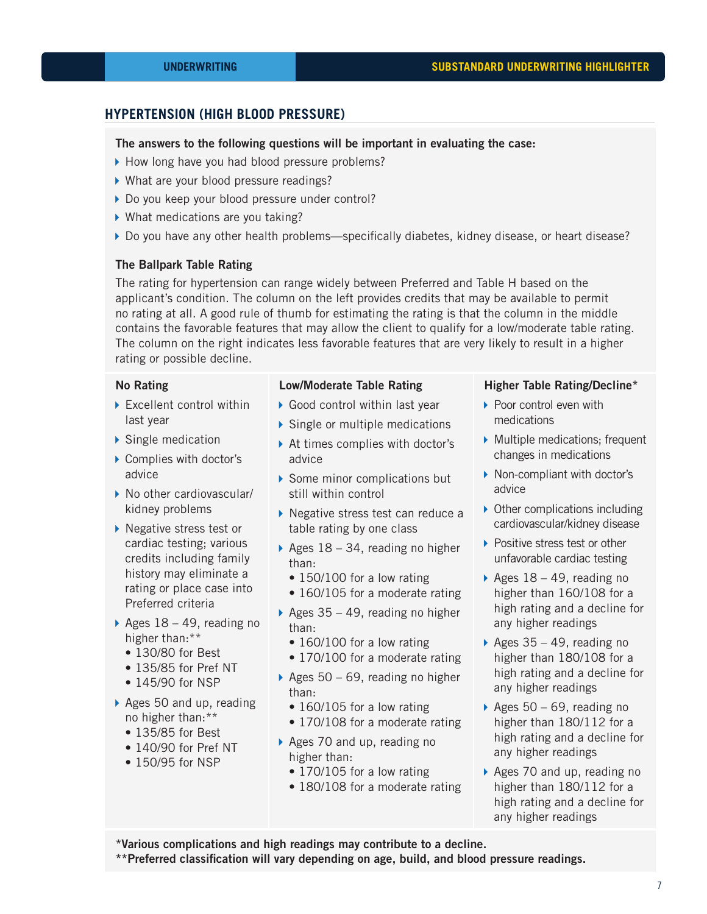## HYPERTENSION (HIGH BLOOD PRESSURE)

**The answers to the following questions will be important in evaluating the case:**

- How long have you had blood pressure problems?
- What are your blood pressure readings?
- Do you keep your blood pressure under control?
- What medications are you taking?
- Do you have any other health problems—specifically diabetes, kidney disease, or heart disease?

**The Ballpark Table Rating**

The rating for hypertension can range widely between Preferred and Table H based on the applicant's condition. The column on the left provides credits that may be available to permit no rating at all. A good rule of thumb for estimating the rating is that the column in the middle contains the favorable features that may allow the client to qualify for a low/moderate table rating. The column on the right indicates less favorable features that are very likely to result in a higher rating or possible decline.

### No Rating

- Excellent control within last year
- Single medication
- Complies with doctor's advice
- No other cardiovascular/kidney problems
- Negative stress test or cardiac testing; various credits including family history may eliminate a rating or place case into Preferred criteria
- Ages 18 – 49, reading no higher than:**
  - 130/80 for Best
  - 135/85 for Pref NT
  - 145/90 for NSP
- Ages 50 and up, reading no higher than:**
  - 135/85 for Best
  - 140/90 for Pref NT
  - 150/95 for NSP

### Low/Moderate Table Rating

- Good control within last year
- Single or multiple medications
- At times complies with doctor's advice
- Some minor complications but still within control
- Negative stress test can reduce a table rating by one class
- Ages 18 – 34, reading no higher than:
  - 150/100 for a low rating
  - 160/105 for a moderate rating
- Ages 35 – 49, reading no higher than:
  - 160/100 for a low rating
  - 170/100 for a moderate rating
- Ages 50 – 69, reading no higher than:
  - 160/105 for a low rating
  - 170/108 for a moderate rating
- Ages 70 and up, reading no higher than:
  - 170/105 for a low rating
  - 180/108 for a moderate rating

### Higher Table Rating/Decline*

- Poor control even with medications
- Multiple medications; frequent changes in medications
- Non-compliant with doctor's advice
- Other complications including cardiovascular/kidney disease
- Positive stress test or other unfavorable cardiac testing
- Ages 18 – 49, reading no higher than 160/108 for a high rating and a decline for any higher readings
- Ages 35 – 49, reading no higher than 180/108 for a high rating and a decline for any higher readings
- Ages 50 – 69, reading no higher than 180/112 for a high rating and a decline for any higher readings
- Ages 70 and up, reading no higher than 180/112 for a high rating and a decline for any higher readings

**\*Various complications and high readings may contribute to a decline.**
**\*\*Preferred classification will vary depending on age, build, and blood pressure readings.**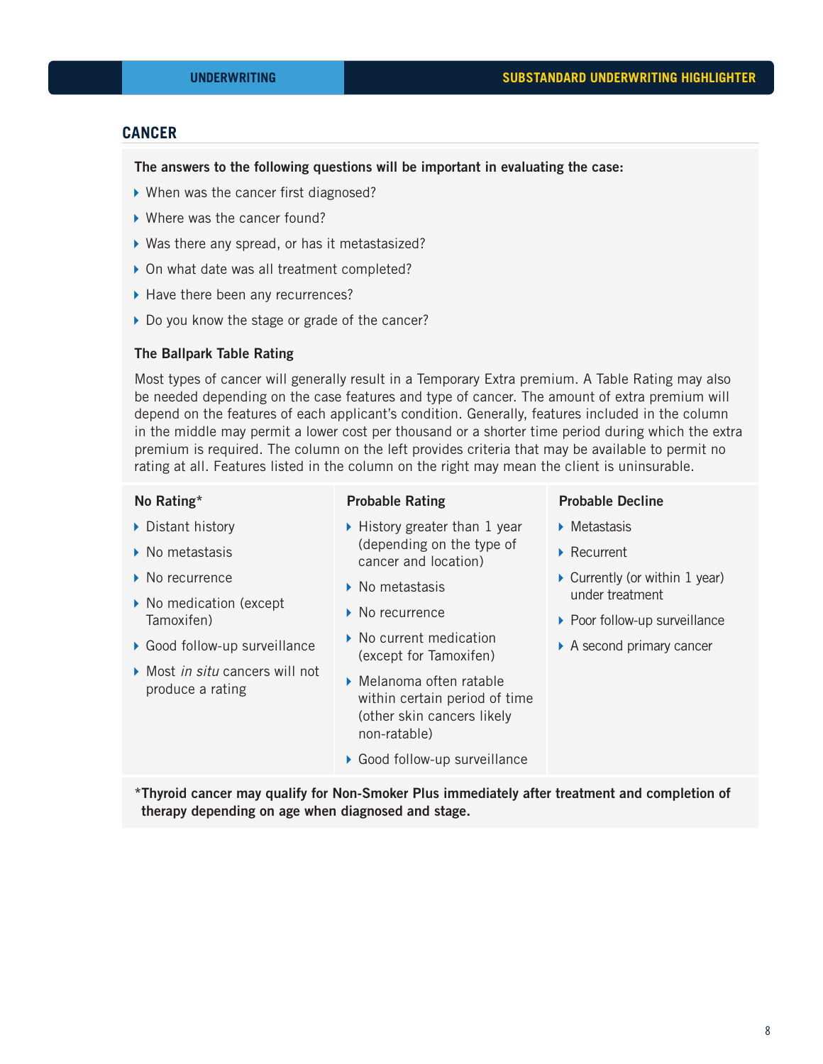## CANCER

**The answers to the following questions will be important in evaluating the case:**

- When was the cancer first diagnosed?
- Where was the cancer found?
- Was there any spread, or has it metastasized?
- On what date was all treatment completed?
- Have there been any recurrences?
- Do you know the stage or grade of the cancer?

### The Ballpark Table Rating

Most types of cancer will generally result in a Temporary Extra premium. A Table Rating may also be needed depending on the case features and type of cancer. The amount of extra premium will depend on the features of each applicant's condition. Generally, features included in the column in the middle may permit a lower cost per thousand or a shorter time period during which the extra premium is required. The column on the left provides criteria that may be available to permit no rating at all. Features listed in the column on the right may mean the client is uninsurable.

| No Rating* | Probable Rating | Probable Decline |
|---|---|---|
| Distant history | History greater than 1 year (depending on the type of cancer and location) | Metastasis |
| No metastasis | No metastasis | Recurrent |
| No recurrence | No recurrence | Currently (or within 1 year) under treatment |
| No medication (except Tamoxifen) | No current medication (except for Tamoxifen) | Poor follow-up surveillance |
| Good follow-up surveillance | Melanoma often ratable within certain period of time (other skin cancers likely non-ratable) | A second primary cancer |
| Most *in situ* cancers will not produce a rating | Good follow-up surveillance | |

**\*Thyroid cancer may qualify for Non-Smoker Plus immediately after treatment and completion of therapy depending on age when diagnosed and stage.**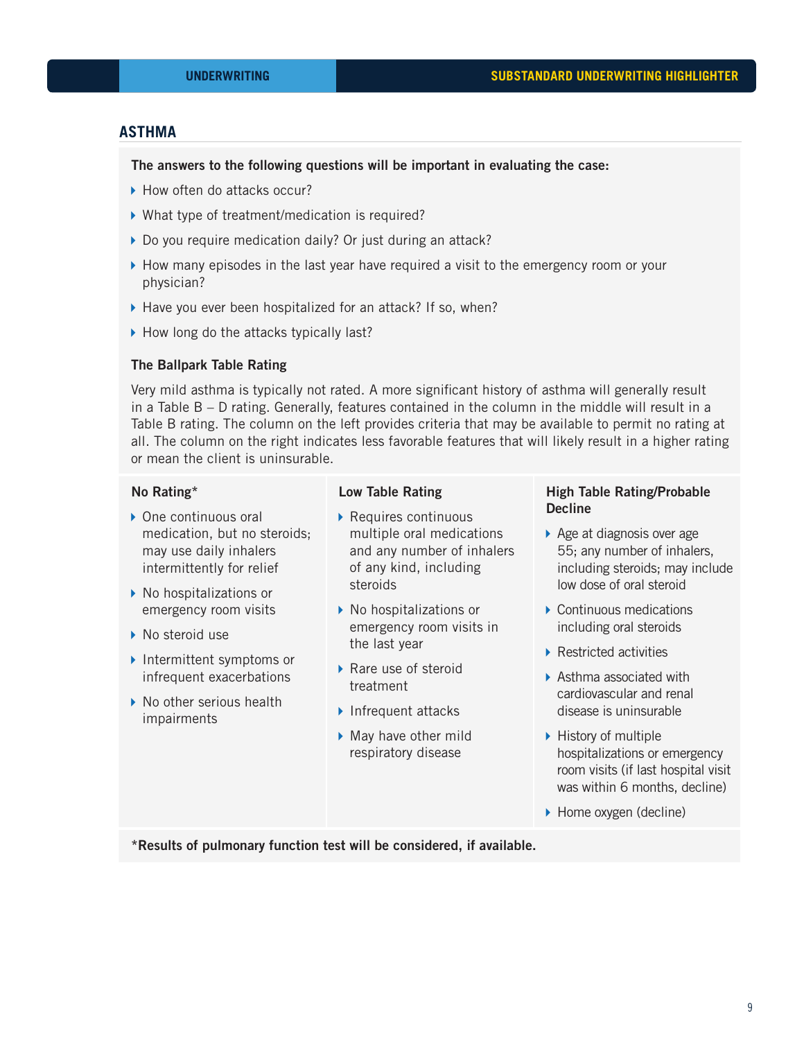## ASTHMA

**The answers to the following questions will be important in evaluating the case:**

- How often do attacks occur?
- What type of treatment/medication is required?
- Do you require medication daily? Or just during an attack?
- How many episodes in the last year have required a visit to the emergency room or your physician?
- Have you ever been hospitalized for an attack? If so, when?
- How long do the attacks typically last?

### The Ballpark Table Rating

Very mild asthma is typically not rated. A more significant history of asthma will generally result in a Table B – D rating. Generally, features contained in the column in the middle will result in a Table B rating. The column on the left provides criteria that may be available to permit no rating at all. The column on the right indicates less favorable features that will likely result in a higher rating or mean the client is uninsurable.

| No Rating* | Low Table Rating | High Table Rating/Probable Decline |
|---|---|---|
| One continuous oral medication, but no steroids; may use daily inhalers intermittently for relief | Requires continuous multiple oral medications and any number of inhalers of any kind, including steroids | Age at diagnosis over age 55; any number of inhalers, including steroids; may include low dose of oral steroid |
| No hospitalizations or emergency room visits | No hospitalizations or emergency room visits in the last year | Continuous medications including oral steroids |
| No steroid use | Rare use of steroid treatment | Restricted activities |
| Intermittent symptoms or infrequent exacerbations | Infrequent attacks | Asthma associated with cardiovascular and renal disease is uninsurable |
| No other serious health impairments | May have other mild respiratory disease | History of multiple hospitalizations or emergency room visits (if last hospital visit was within 6 months, decline) |
| | | Home oxygen (decline) |

***Results of pulmonary function test will be considered, if available.**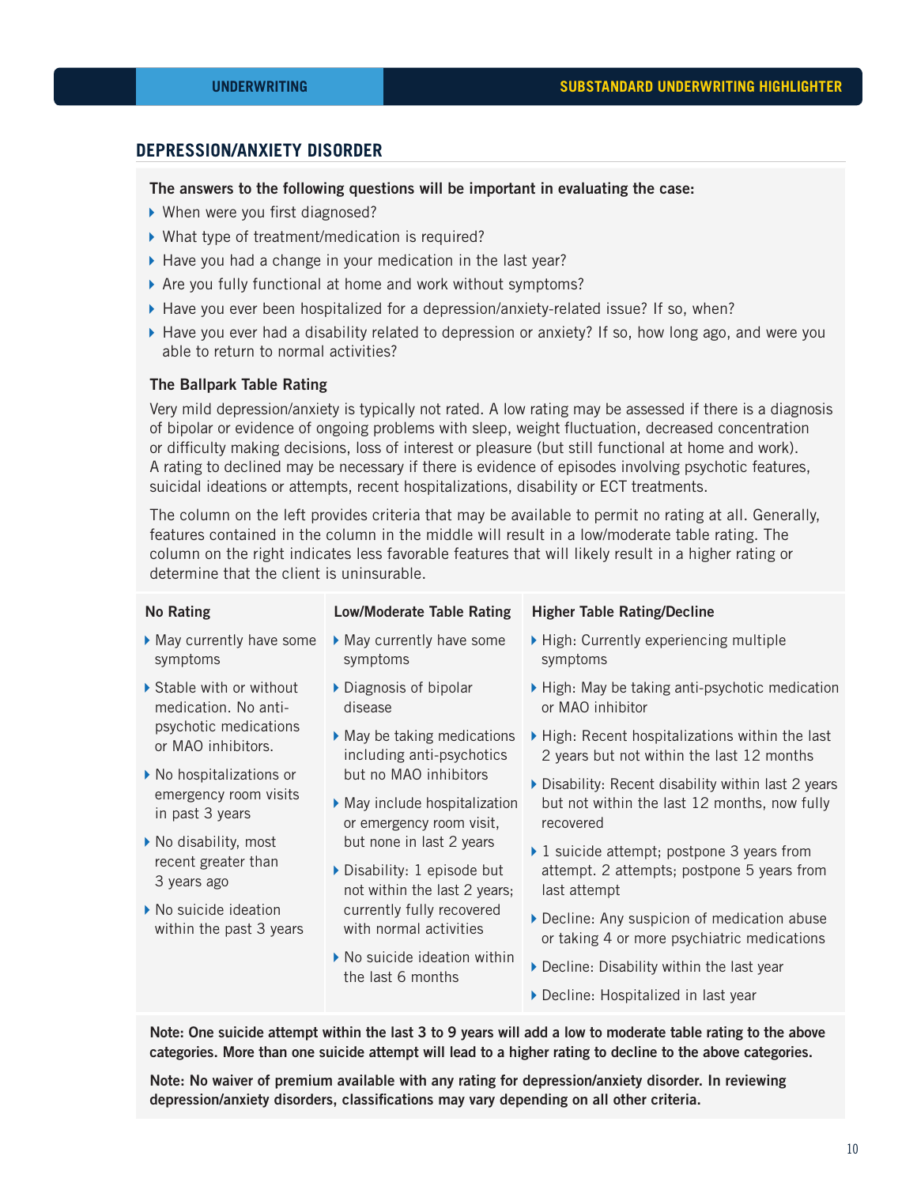## DEPRESSION/ANXIETY DISORDER

**The answers to the following questions will be important in evaluating the case:**

- When were you first diagnosed?
- What type of treatment/medication is required?
- Have you had a change in your medication in the last year?
- Are you fully functional at home and work without symptoms?
- Have you ever been hospitalized for a depression/anxiety-related issue? If so, when?
- Have you ever had a disability related to depression or anxiety? If so, how long ago, and were you able to return to normal activities?

### The Ballpark Table Rating

Very mild depression/anxiety is typically not rated. A low rating may be assessed if there is a diagnosis of bipolar or evidence of ongoing problems with sleep, weight fluctuation, decreased concentration or difficulty making decisions, loss of interest or pleasure (but still functional at home and work). A rating to declined may be necessary if there is evidence of episodes involving psychotic features, suicidal ideations or attempts, recent hospitalizations, disability or ECT treatments.

The column on the left provides criteria that may be available to permit no rating at all. Generally, features contained in the column in the middle will result in a low/moderate table rating. The column on the right indicates less favorable features that will likely result in a higher rating or determine that the client is uninsurable.

| No Rating | Low/Moderate Table Rating | Higher Table Rating/Decline |
|---|---|---|
| May currently have some symptoms | May currently have some symptoms | High: Currently experiencing multiple symptoms |
| Stable with or without medication. No anti-psychotic medications or MAO inhibitors. | Diagnosis of bipolar disease | High: May be taking anti-psychotic medication or MAO inhibitor |
| No hospitalizations or emergency room visits in past 3 years | May be taking medications including anti-psychotics but no MAO inhibitors | High: Recent hospitalizations within the last 2 years but not within the last 12 months |
| No disability, most recent greater than 3 years ago | May include hospitalization or emergency room visit, but none in last 2 years | Disability: Recent disability within last 2 years but not within the last 12 months, now fully recovered |
| No suicide ideation within the past 3 years | Disability: 1 episode but not within the last 2 years; currently fully recovered with normal activities | 1 suicide attempt; postpone 3 years from attempt. 2 attempts; postpone 5 years from last attempt |
| | No suicide ideation within the last 6 months | Decline: Any suspicion of medication abuse or taking 4 or more psychiatric medications |
| | | Decline: Disability within the last year |
| | | Decline: Hospitalized in last year |

**Note: One suicide attempt within the last 3 to 9 years will add a low to moderate table rating to the above categories. More than one suicide attempt will lead to a higher rating to decline to the above categories.**

**Note: No waiver of premium available with any rating for depression/anxiety disorder. In reviewing depression/anxiety disorders, classifications may vary depending on all other criteria.**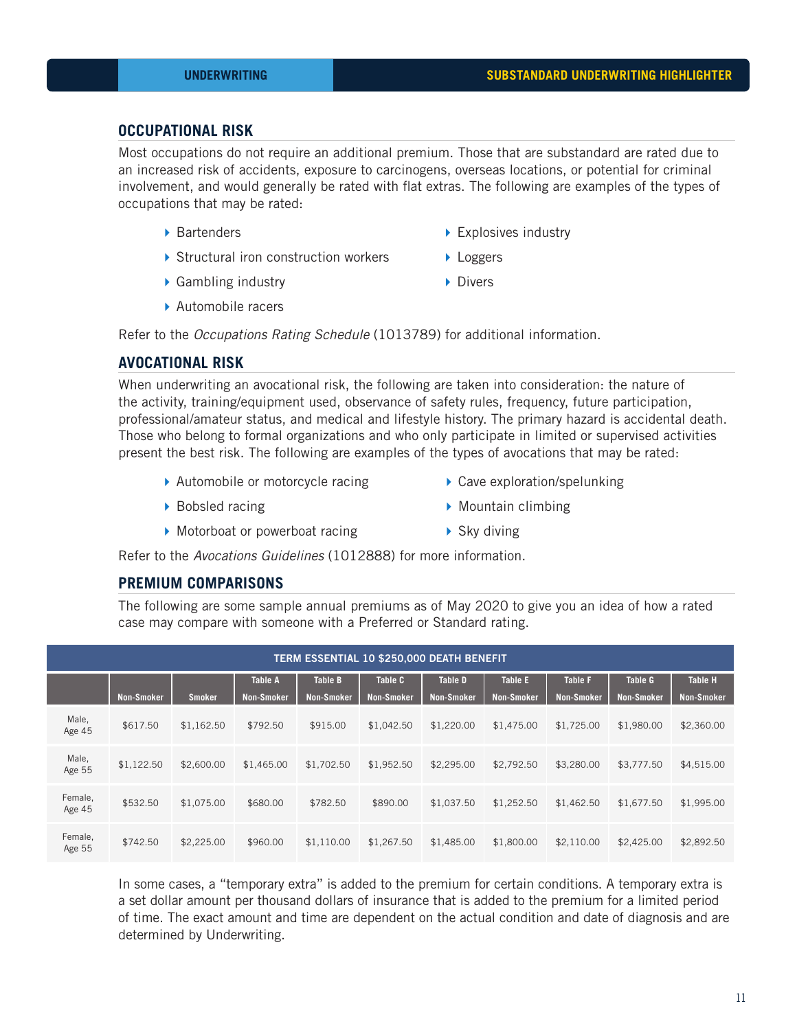## OCCUPATIONAL RISK

Most occupations do not require an additional premium. Those that are substandard are rated due to an increased risk of accidents, exposure to carcinogens, overseas locations, or potential for criminal involvement, and would generally be rated with flat extras. The following are examples of the types of occupations that may be rated:

- Bartenders
- Structural iron construction workers
- Gambling industry
- Automobile racers
- Explosives industry
- Loggers
- Divers

Refer to the *Occupations Rating Schedule* (1013789) for additional information.

## AVOCATIONAL RISK

When underwriting an avocational risk, the following are taken into consideration: the nature of the activity, training/equipment used, observance of safety rules, frequency, future participation, professional/amateur status, and medical and lifestyle history. The primary hazard is accidental death. Those who belong to formal organizations and who only participate in limited or supervised activities present the best risk. The following are examples of the types of avocations that may be rated:

- Automobile or motorcycle racing
- Bobsled racing
- Motorboat or powerboat racing
- Cave exploration/spelunking
- Mountain climbing
- Sky diving

Refer to the *Avocations Guidelines* (1012888) for more information.

## PREMIUM COMPARISONS

The following are some sample annual premiums as of May 2020 to give you an idea of how a rated case may compare with someone with a Preferred or Standard rating.

| TERM ESSENTIAL 10 $250,000 DEATH BENEFIT | | | | | | | | | | |
|---|---|---|---|---|---|---|---|---|---|---|
| | Non-Smoker | Smoker | Table A Non-Smoker | Table B Non-Smoker | Table C Non-Smoker | Table D Non-Smoker | Table E Non-Smoker | Table F Non-Smoker | Table G Non-Smoker | Table H Non-Smoker |
| Male, Age 45 | $617.50 | $1,162.50 | $792.50 | $915.00 | $1,042.50 | $1,220.00 | $1,475.00 | $1,725.00 | $1,980.00 | $2,360.00 |
| Male, Age 55 | $1,122.50 | $2,600.00 | $1,465.00 | $1,702.50 | $1,952.50 | $2,295.00 | $2,792.50 | $3,280.00 | $3,777.50 | $4,515.00 |
| Female, Age 45 | $532.50 | $1,075.00 | $680.00 | $782.50 | $890.00 | $1,037.50 | $1,252.50 | $1,462.50 | $1,677.50 | $1,995.00 |
| Female, Age 55 | $742.50 | $2,225.00 | $960.00 | $1,110.00 | $1,267.50 | $1,485.00 | $1,800.00 | $2,110.00 | $2,425.00 | $2,892.50 |

In some cases, a "temporary extra" is added to the premium for certain conditions. A temporary extra is a set dollar amount per thousand dollars of insurance that is added to the premium for a limited period of time. The exact amount and time are dependent on the actual condition and date of diagnosis and are determined by Underwriting.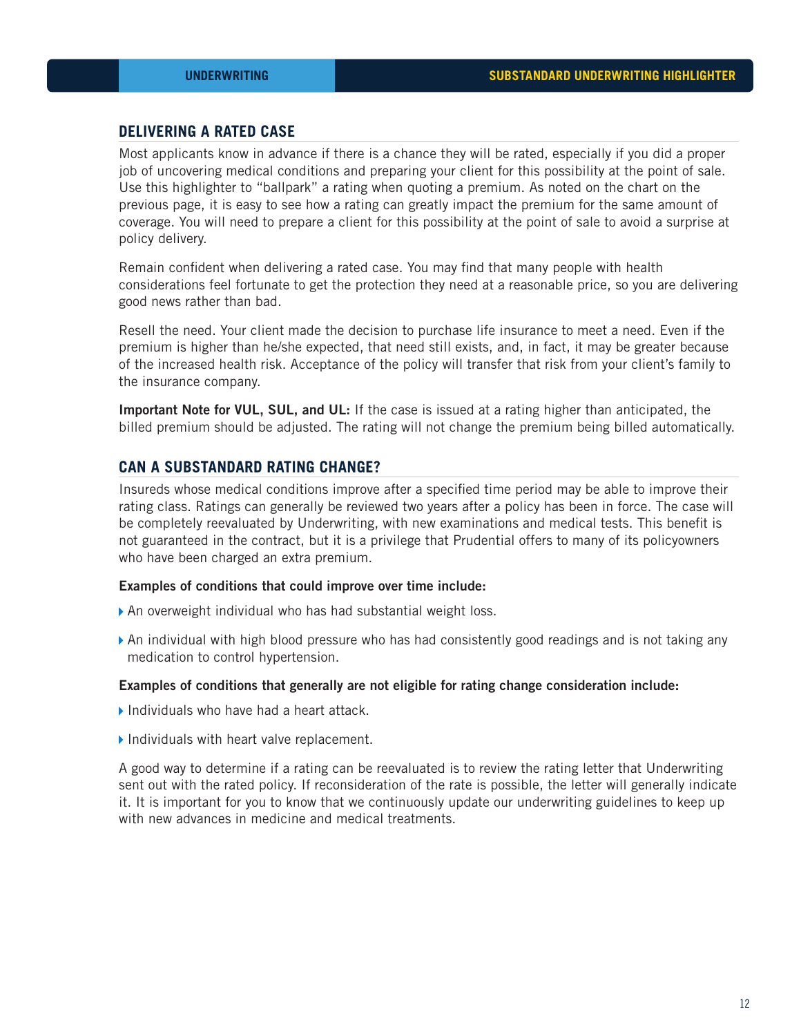## DELIVERING A RATED CASE

Most applicants know in advance if there is a chance they will be rated, especially if you did a proper job of uncovering medical conditions and preparing your client for this possibility at the point of sale. Use this highlighter to "ballpark" a rating when quoting a premium. As noted on the chart on the previous page, it is easy to see how a rating can greatly impact the premium for the same amount of coverage. You will need to prepare a client for this possibility at the point of sale to avoid a surprise at policy delivery.

Remain confident when delivering a rated case. You may find that many people with health considerations feel fortunate to get the protection they need at a reasonable price, so you are delivering good news rather than bad.

Resell the need. Your client made the decision to purchase life insurance to meet a need. Even if the premium is higher than he/she expected, that need still exists, and, in fact, it may be greater because of the increased health risk. Acceptance of the policy will transfer that risk from your client's family to the insurance company.

**Important Note for VUL, SUL, and UL:** If the case is issued at a rating higher than anticipated, the billed premium should be adjusted. The rating will not change the premium being billed automatically.

## CAN A SUBSTANDARD RATING CHANGE?

Insureds whose medical conditions improve after a specified time period may be able to improve their rating class. Ratings can generally be reviewed two years after a policy has been in force. The case will be completely reevaluated by Underwriting, with new examinations and medical tests. This benefit is not guaranteed in the contract, but it is a privilege that Prudential offers to many of its policyowners who have been charged an extra premium.

**Examples of conditions that could improve over time include:**

- An overweight individual who has had substantial weight loss.
- An individual with high blood pressure who has had consistently good readings and is not taking any medication to control hypertension.

**Examples of conditions that generally are not eligible for rating change consideration include:**

- Individuals who have had a heart attack.
- Individuals with heart valve replacement.

A good way to determine if a rating can be reevaluated is to review the rating letter that Underwriting sent out with the rated policy. If reconsideration of the rate is possible, the letter will generally indicate it. It is important for you to know that we continuously update our underwriting guidelines to keep up with new advances in medicine and medical treatments.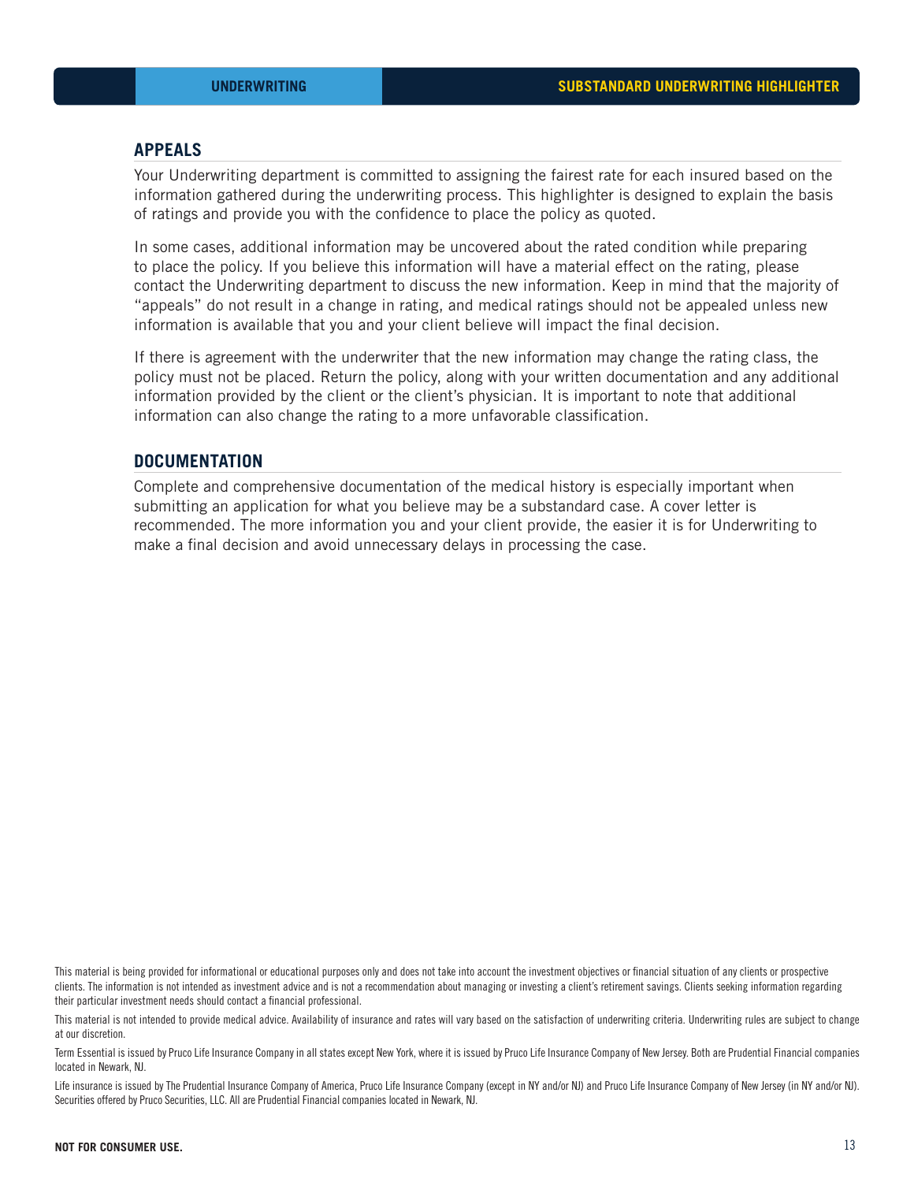## APPEALS

Your Underwriting department is committed to assigning the fairest rate for each insured based on the information gathered during the underwriting process. This highlighter is designed to explain the basis of ratings and provide you with the confidence to place the policy as quoted.

In some cases, additional information may be uncovered about the rated condition while preparing to place the policy. If you believe this information will have a material effect on the rating, please contact the Underwriting department to discuss the new information. Keep in mind that the majority of "appeals" do not result in a change in rating, and medical ratings should not be appealed unless new information is available that you and your client believe will impact the final decision.

If there is agreement with the underwriter that the new information may change the rating class, the policy must not be placed. Return the policy, along with your written documentation and any additional information provided by the client or the client's physician. It is important to note that additional information can also change the rating to a more unfavorable classification.

## DOCUMENTATION

Complete and comprehensive documentation of the medical history is especially important when submitting an application for what you believe may be a substandard case. A cover letter is recommended. The more information you and your client provide, the easier it is for Underwriting to make a final decision and avoid unnecessary delays in processing the case.

This material is being provided for informational or educational purposes only and does not take into account the investment objectives or financial situation of any clients or prospective clients. The information is not intended as investment advice and is not a recommendation about managing or investing a client's retirement savings. Clients seeking information regarding their particular investment needs should contact a financial professional.

This material is not intended to provide medical advice. Availability of insurance and rates will vary based on the satisfaction of underwriting criteria. Underwriting rules are subject to change at our discretion.

Term Essential is issued by Pruco Life Insurance Company in all states except New York, where it is issued by Pruco Life Insurance Company of New Jersey. Both are Prudential Financial companies located in Newark, NJ.

Life insurance is issued by The Prudential Insurance Company of America, Pruco Life Insurance Company (except in NY and/or NJ) and Pruco Life Insurance Company of New Jersey (in NY and/or NJ). Securities offered by Pruco Securities, LLC. All are Prudential Financial companies located in Newark, NJ.

**NOT FOR CONSUMER USE.**